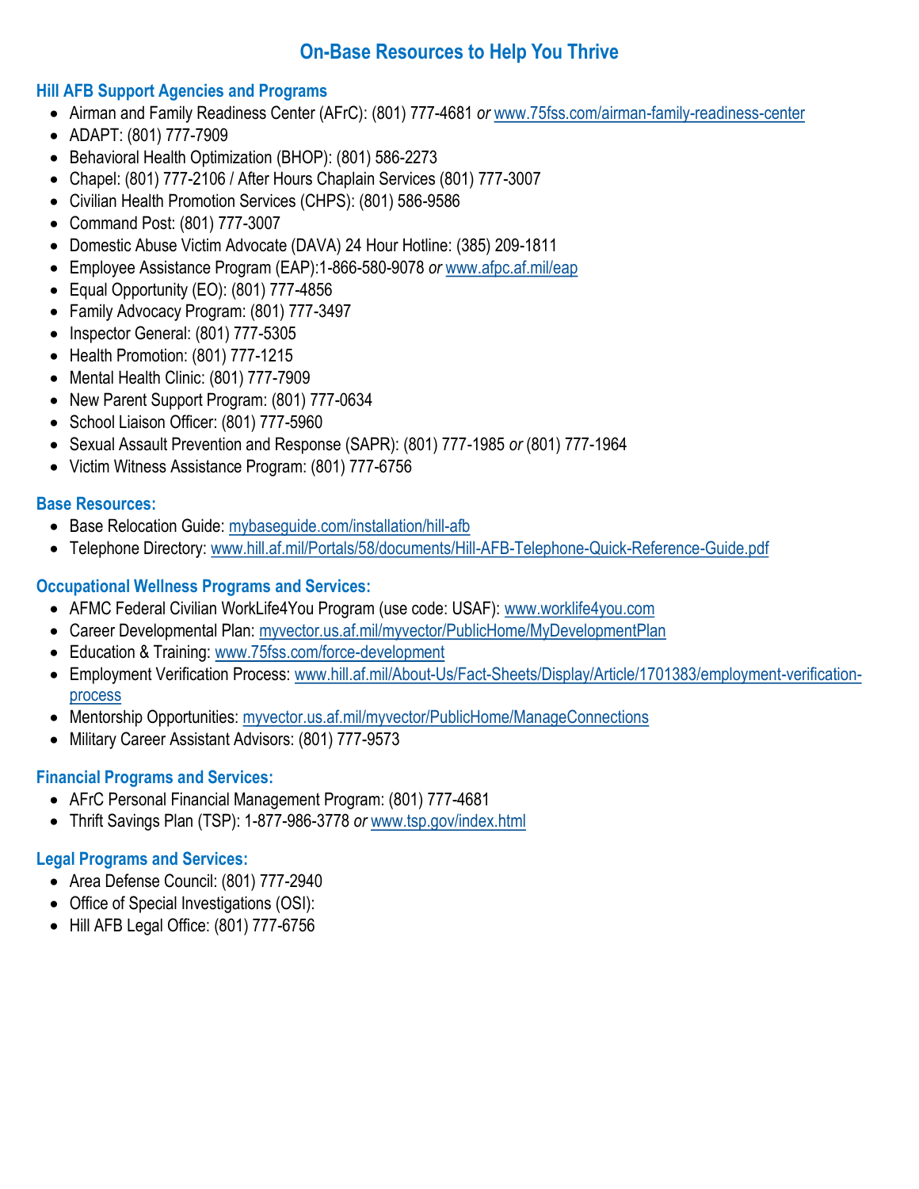# On-Base Resources to Help You Thrive

## Hill AFB Support Agencies and Programs

- Airman and Family Readiness Center (AFrC): (801) 777-4681 *or* www.75fss.com/airman-family-readiness-center
- ADAPT: (801) 777-7909
- Behavioral Health Optimization (BHOP): (801) 586-2273
- Chapel: (801) 777-2106 / After Hours Chaplain Services (801) 777-3007
- Civilian Health Promotion Services (CHPS): (801) 586-9586
- Command Post: (801) 777-3007
- Domestic Abuse Victim Advocate (DAVA) 24 Hour Hotline: (385) 209-1811
- Employee Assistance Program (EAP):1-866-580-9078 *or* www.afpc.af.mil/eap
- Equal Opportunity (EO): (801) 777-4856
- Family Advocacy Program: (801) 777-3497
- Inspector General: (801) 777-5305
- Health Promotion: (801) 777-1215
- Mental Health Clinic: (801) 777-7909
- New Parent Support Program: (801) 777-0634
- School Liaison Officer: (801) 777-5960
- Sexual Assault Prevention and Response (SAPR): (801) 777-1985 *or* (801) 777-1964
- Victim Witness Assistance Program: (801) 777-6756

## Base Resources:

- Base Relocation Guide: mybaseguide.com/installation/hill-afb
- Telephone Directory: www.hill.af.mil/Portals/58/documents/Hill-AFB-Telephone-Quick-Reference-Guide.pdf

## Occupational Wellness Programs and Services:

- AFMC Federal Civilian WorkLife4You Program (use code: USAF): www.worklife4you.com
- Career Developmental Plan: myvector.us.af.mil/myvector/PublicHome/MyDevelopmentPlan
- Education & Training: www.75fss.com/force-development
- Employment Verification Process: www.hill.af.mil/About-Us/Fact-Sheets/Display/Article/1701383/employment-verification-process
- Mentorship Opportunities: myvector.us.af.mil/myvector/PublicHome/ManageConnections
- Military Career Assistant Advisors: (801) 777-9573

## Financial Programs and Services:

- AFrC Personal Financial Management Program: (801) 777-4681
- Thrift Savings Plan (TSP): 1-877-986-3778 *or* www.tsp.gov/index.html

## Legal Programs and Services:

- Area Defense Council: (801) 777-2940
- Office of Special Investigations (OSI):
- Hill AFB Legal Office: (801) 777-6756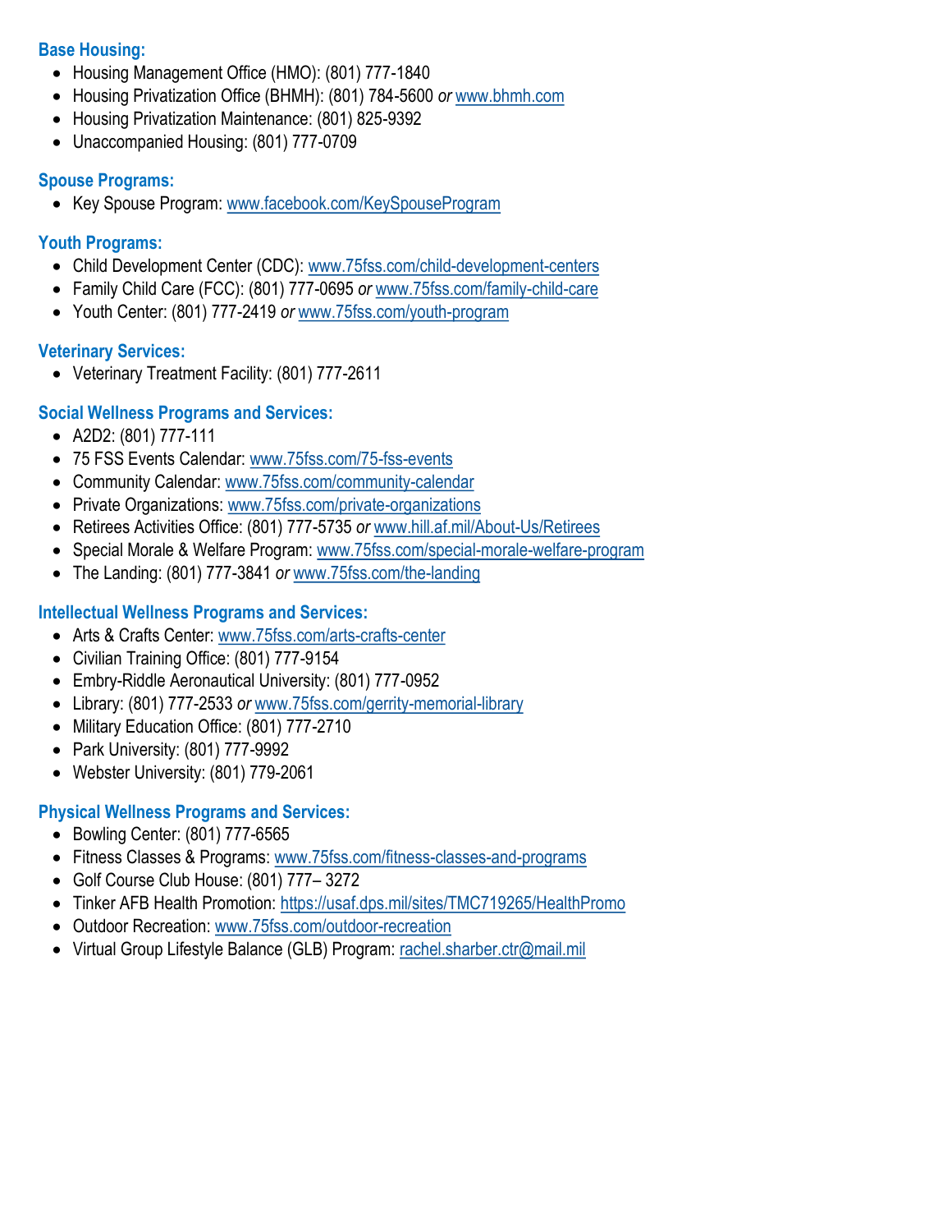**Base Housing:**

- Housing Management Office (HMO): (801) 777-1840
- Housing Privatization Office (BHMH): (801) 784-5600 *or* www.bhmh.com
- Housing Privatization Maintenance: (801) 825-9392
- Unaccompanied Housing: (801) 777-0709

**Spouse Programs:**

- Key Spouse Program: www.facebook.com/KeySpouseProgram

**Youth Programs:**

- Child Development Center (CDC): www.75fss.com/child-development-centers
- Family Child Care (FCC): (801) 777-0695 *or* www.75fss.com/family-child-care
- Youth Center: (801) 777-2419 *or* www.75fss.com/youth-program

**Veterinary Services:**

- Veterinary Treatment Facility: (801) 777-2611

**Social Wellness Programs and Services:**

- A2D2: (801) 777-111
- 75 FSS Events Calendar: www.75fss.com/75-fss-events
- Community Calendar: www.75fss.com/community-calendar
- Private Organizations: www.75fss.com/private-organizations
- Retirees Activities Office: (801) 777-5735 *or* www.hill.af.mil/About-Us/Retirees
- Special Morale & Welfare Program: www.75fss.com/special-morale-welfare-program
- The Landing: (801) 777-3841 *or* www.75fss.com/the-landing

**Intellectual Wellness Programs and Services:**

- Arts & Crafts Center: www.75fss.com/arts-crafts-center
- Civilian Training Office: (801) 777-9154
- Embry-Riddle Aeronautical University: (801) 777-0952
- Library: (801) 777-2533 *or* www.75fss.com/gerrity-memorial-library
- Military Education Office: (801) 777-2710
- Park University: (801) 777-9992
- Webster University: (801) 779-2061

**Physical Wellness Programs and Services:**

- Bowling Center: (801) 777-6565
- Fitness Classes & Programs: www.75fss.com/fitness-classes-and-programs
- Golf Course Club House: (801) 777– 3272
- Tinker AFB Health Promotion: https://usaf.dps.mil/sites/TMC719265/HealthPromo
- Outdoor Recreation: www.75fss.com/outdoor-recreation
- Virtual Group Lifestyle Balance (GLB) Program: rachel.sharber.ctr@mail.mil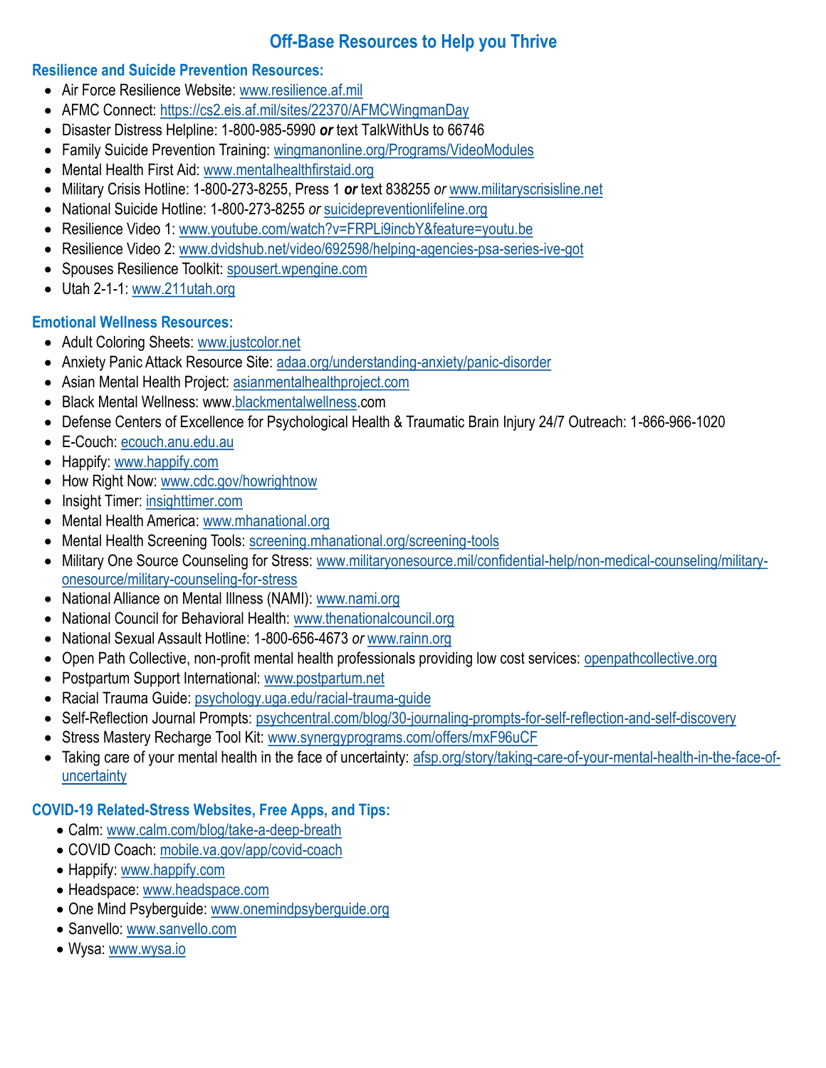# Off-Base Resources to Help you Thrive

## Resilience and Suicide Prevention Resources:

- Air Force Resilience Website: www.resilience.af.mil
- AFMC Connect: https://cs2.eis.af.mil/sites/22370/AFMCWingmanDay
- Disaster Distress Helpline: 1-800-985-5990 ***or*** text TalkWithUs to 66746
- Family Suicide Prevention Training: wingmanonline.org/Programs/VideoModules
- Mental Health First Aid: www.mentalhealthfirstaid.org
- Military Crisis Hotline: 1-800-273-8255, Press 1 ***or*** text 838255 *or* www.militaryscrisisline.net
- National Suicide Hotline: 1-800-273-8255 *or* suicidepreventionlifeline.org
- Resilience Video 1: www.youtube.com/watch?v=FRPLi9incbY&feature=youtu.be
- Resilience Video 2: www.dvidshub.net/video/692598/helping-agencies-psa-series-ive-got
- Spouses Resilience Toolkit: spousert.wpengine.com
- Utah 2-1-1: www.211utah.org

## Emotional Wellness Resources:

- Adult Coloring Sheets: www.justcolor.net
- Anxiety Panic Attack Resource Site: adaa.org/understanding-anxiety/panic-disorder
- Asian Mental Health Project: asianmentalhealthproject.com
- Black Mental Wellness: www.blackmentalwellness.com
- Defense Centers of Excellence for Psychological Health & Traumatic Brain Injury 24/7 Outreach: 1-866-966-1020
- E-Couch: ecouch.anu.edu.au
- Happify: www.happify.com
- How Right Now: www.cdc.gov/howrightnow
- Insight Timer: insighttimer.com
- Mental Health America: www.mhanational.org
- Mental Health Screening Tools: screening.mhanational.org/screening-tools
- Military One Source Counseling for Stress: www.militaryonesource.mil/confidential-help/non-medical-counseling/military-onesource/military-counseling-for-stress
- National Alliance on Mental Illness (NAMI): www.nami.org
- National Council for Behavioral Health: www.thenationalcouncil.org
- National Sexual Assault Hotline: 1-800-656-4673 *or* www.rainn.org
- Open Path Collective, non-profit mental health professionals providing low cost services: openpathcollective.org
- Postpartum Support International: www.postpartum.net
- Racial Trauma Guide: psychology.uga.edu/racial-trauma-guide
- Self-Reflection Journal Prompts: psychcentral.com/blog/30-journaling-prompts-for-self-reflection-and-self-discovery
- Stress Mastery Recharge Tool Kit: www.synergyprograms.com/offers/mxF96uCF
- Taking care of your mental health in the face of uncertainty: afsp.org/story/taking-care-of-your-mental-health-in-the-face-of-uncertainty

## COVID-19 Related-Stress Websites, Free Apps, and Tips:

- Calm: www.calm.com/blog/take-a-deep-breath
- COVID Coach: mobile.va.gov/app/covid-coach
- Happify: www.happify.com
- Headspace: www.headspace.com
- One Mind Psyberguide: www.onemindpsyberguide.org
- Sanvello: www.sanvello.com
- Wysa: www.wysa.io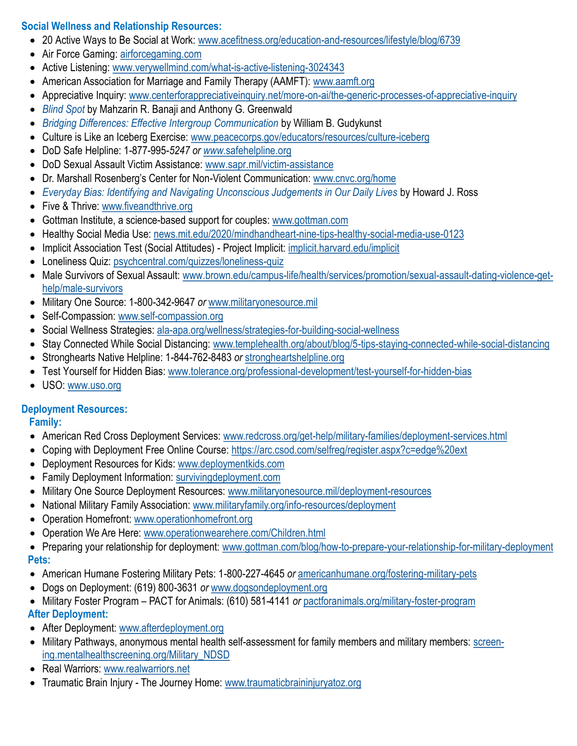### Social Wellness and Relationship Resources:

- 20 Active Ways to Be Social at Work: www.acefitness.org/education-and-resources/lifestyle/blog/6739
- Air Force Gaming: airforcegaming.com
- Active Listening: www.verywellmind.com/what-is-active-listening-3024343
- American Association for Marriage and Family Therapy (AAMFT): www.aamft.org
- Appreciative Inquiry: www.centerforappreciativeinquiry.net/more-on-ai/the-generic-processes-of-appreciative-inquiry
- *Blind Spot* by Mahzarin R. Banaji and Anthony G. Greenwald
- *Bridging Differences: Effective Intergroup Communication* by William B. Gudykunst
- Culture is Like an Iceberg Exercise: www.peacecorps.gov/educators/resources/culture-iceberg
- DoD Safe Helpline: 1-877-995-*5247 or* www.safehelpline.org
- DoD Sexual Assault Victim Assistance: www.sapr.mil/victim-assistance
- Dr. Marshall Rosenberg's Center for Non-Violent Communication: www.cnvc.org/home
- *Everyday Bias: Identifying and Navigating Unconscious Judgements in Our Daily Lives* by Howard J. Ross
- Five & Thrive: www.fiveandthrive.org
- Gottman Institute, a science-based support for couples: www.gottman.com
- Healthy Social Media Use: news.mit.edu/2020/mindhandheart-nine-tips-healthy-social-media-use-0123
- Implicit Association Test (Social Attitudes) - Project Implicit: implicit.harvard.edu/implicit
- Loneliness Quiz: psychcentral.com/quizzes/loneliness-quiz
- Male Survivors of Sexual Assault: www.brown.edu/campus-life/health/services/promotion/sexual-assault-dating-violence-get-help/male-survivors
- Military One Source: 1-800-342-9647 *or* www.militaryonesource.mil
- Self-Compassion: www.self-compassion.org
- Social Wellness Strategies: ala-apa.org/wellness/strategies-for-building-social-wellness
- Stay Connected While Social Distancing: www.templehealth.org/about/blog/5-tips-staying-connected-while-social-distancing
- Stronghearts Native Helpline: 1-844-762-8483 *or* strongheartshelpline.org
- Test Yourself for Hidden Bias: www.tolerance.org/professional-development/test-yourself-for-hidden-bias
- USO: www.uso.org

### Deployment Resources:

#### Family:

- American Red Cross Deployment Services: www.redcross.org/get-help/military-families/deployment-services.html
- Coping with Deployment Free Online Course: https://arc.csod.com/selfreg/register.aspx?c=edge%20ext
- Deployment Resources for Kids: www.deploymentkids.com
- Family Deployment Information: survivingdeployment.com
- Military One Source Deployment Resources: www.militaryonesource.mil/deployment-resources
- National Military Family Association: www.militaryfamily.org/info-resources/deployment
- Operation Homefront: www.operationhomefront.org
- Operation We Are Here: www.operationwearehere.com/Children.html
- Preparing your relationship for deployment: www.gottman.com/blog/how-to-prepare-your-relationship-for-military-deployment

#### Pets:

- American Humane Fostering Military Pets: 1-800-227-4645 *or* americanhumane.org/fostering-military-pets
- Dogs on Deployment: (619) 800-3631 *or* www.dogsondeployment.org
- Military Foster Program – PACT for Animals: (610) 581-4141 *or* pactforanimals.org/military-foster-program

#### After Deployment:

- After Deployment: www.afterdeployment.org
- Military Pathways, anonymous mental health self-assessment for family members and military members: screening.mentalhealthscreening.org/Military_NDSD
- Real Warriors: www.realwarriors.net
- Traumatic Brain Injury - The Journey Home: www.traumaticbraininjuryatoz.org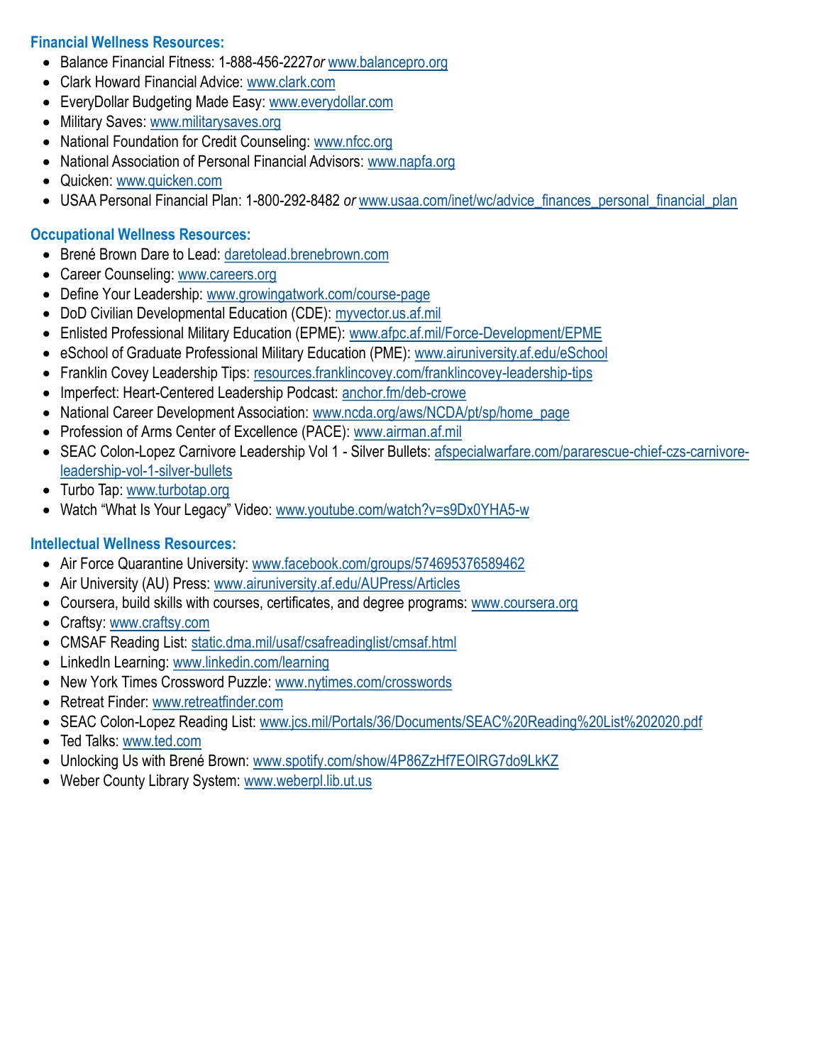### Financial Wellness Resources:

- Balance Financial Fitness: 1-888-456-2227 *or* www.balancepro.org
- Clark Howard Financial Advice: www.clark.com
- EveryDollar Budgeting Made Easy: www.everydollar.com
- Military Saves: www.militarysaves.org
- National Foundation for Credit Counseling: www.nfcc.org
- National Association of Personal Financial Advisors: www.napfa.org
- Quicken: www.quicken.com
- USAA Personal Financial Plan: 1-800-292-8482 *or* www.usaa.com/inet/wc/advice_finances_personal_financial_plan

### Occupational Wellness Resources:

- Brené Brown Dare to Lead: daretolead.brenebrown.com
- Career Counseling: www.careers.org
- Define Your Leadership: www.growingatwork.com/course-page
- DoD Civilian Developmental Education (CDE): myvector.us.af.mil
- Enlisted Professional Military Education (EPME): www.afpc.af.mil/Force-Development/EPME
- eSchool of Graduate Professional Military Education (PME): www.airuniversity.af.edu/eSchool
- Franklin Covey Leadership Tips: resources.franklincovey.com/franklincovey-leadership-tips
- Imperfect: Heart-Centered Leadership Podcast: anchor.fm/deb-crowe
- National Career Development Association: www.ncda.org/aws/NCDA/pt/sp/home_page
- Profession of Arms Center of Excellence (PACE): www.airman.af.mil
- SEAC Colon-Lopez Carnivore Leadership Vol 1 - Silver Bullets: afspecialwarfare.com/pararescue-chief-czs-carnivore-leadership-vol-1-silver-bullets
- Turbo Tap: www.turbotap.org
- Watch "What Is Your Legacy" Video: www.youtube.com/watch?v=s9Dx0YHA5-w

### Intellectual Wellness Resources:

- Air Force Quarantine University: www.facebook.com/groups/574695376589462
- Air University (AU) Press: www.airuniversity.af.edu/AUPress/Articles
- Coursera, build skills with courses, certificates, and degree programs: www.coursera.org
- Craftsy: www.craftsy.com
- CMSAF Reading List: static.dma.mil/usaf/csafreadinglist/cmsaf.html
- LinkedIn Learning: www.linkedin.com/learning
- New York Times Crossword Puzzle: www.nytimes.com/crosswords
- Retreat Finder: www.retreatfinder.com
- SEAC Colon-Lopez Reading List: www.jcs.mil/Portals/36/Documents/SEAC%20Reading%20List%202020.pdf
- Ted Talks: www.ted.com
- Unlocking Us with Brené Brown: www.spotify.com/show/4P86ZzHf7EOlRG7do9LkKZ
- Weber County Library System: www.weberpl.lib.ut.us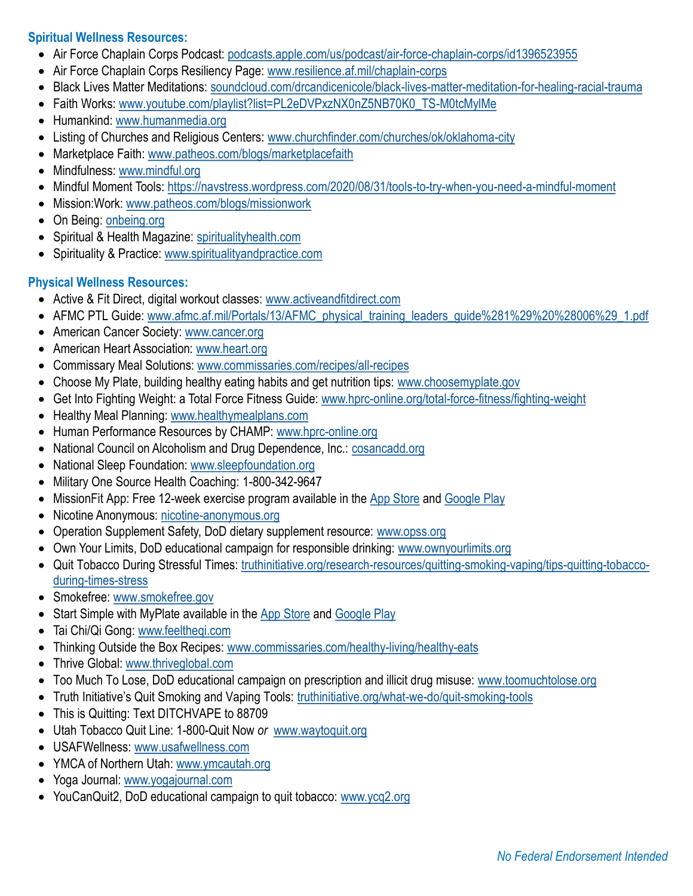### Spiritual Wellness Resources:

- Air Force Chaplain Corps Podcast: podcasts.apple.com/us/podcast/air-force-chaplain-corps/id1396523955
- Air Force Chaplain Corps Resiliency Page: www.resilience.af.mil/chaplain-corps
- Black Lives Matter Meditations: soundcloud.com/drcandicenicole/black-lives-matter-meditation-for-healing-racial-trauma
- Faith Works: www.youtube.com/playlist?list=PL2eDVPxzNX0nZ5NB70K0_TS-M0tcMylMe
- Humankind: www.humanmedia.org
- Listing of Churches and Religious Centers: www.churchfinder.com/churches/ok/oklahoma-city
- Marketplace Faith: www.patheos.com/blogs/marketplacefaith
- Mindfulness: www.mindful.org
- Mindful Moment Tools: https://navstress.wordpress.com/2020/08/31/tools-to-try-when-you-need-a-mindful-moment
- Mission:Work: www.patheos.com/blogs/missionwork
- On Being: onbeing.org
- Spiritual & Health Magazine: spiritualityhealth.com
- Spirituality & Practice: www.spiritualityandpractice.com

### Physical Wellness Resources:

- Active & Fit Direct, digital workout classes: www.activeandfitdirect.com
- AFMC PTL Guide: www.afmc.af.mil/Portals/13/AFMC_physical_training_leaders_guide%281%29%20%28006%29_1.pdf
- American Cancer Society: www.cancer.org
- American Heart Association: www.heart.org
- Commissary Meal Solutions: www.commissaries.com/recipes/all-recipes
- Choose My Plate, building healthy eating habits and get nutrition tips: www.choosemyplate.gov
- Get Into Fighting Weight: a Total Force Fitness Guide: www.hprc-online.org/total-force-fitness/fighting-weight
- Healthy Meal Planning: www.healthymealplans.com
- Human Performance Resources by CHAMP: www.hprc-online.org
- National Council on Alcoholism and Drug Dependence, Inc.: cosancadd.org
- National Sleep Foundation: www.sleepfoundation.org
- Military One Source Health Coaching: 1-800-342-9647
- MissionFit App: Free 12-week exercise program available in the App Store and Google Play
- Nicotine Anonymous: nicotine-anonymous.org
- Operation Supplement Safety, DoD dietary supplement resource: www.opss.org
- Own Your Limits, DoD educational campaign for responsible drinking: www.ownyourlimits.org
- Quit Tobacco During Stressful Times: truthinitiative.org/research-resources/quitting-smoking-vaping/tips-quitting-tobacco-during-times-stress
- Smokefree: www.smokefree.gov
- Start Simple with MyPlate available in the App Store and Google Play
- Tai Chi/Qi Gong: www.feeltheqi.com
- Thinking Outside the Box Recipes: www.commissaries.com/healthy-living/healthy-eats
- Thrive Global: www.thriveglobal.com
- Too Much To Lose, DoD educational campaign on prescription and illicit drug misuse: www.toomuchtolose.org
- Truth Initiative's Quit Smoking and Vaping Tools: truthinitiative.org/what-we-do/quit-smoking-tools
- This is Quitting: Text DITCHVAPE to 88709
- Utah Tobacco Quit Line: 1-800-Quit Now *or* www.waytoquit.org
- USAFWellness: www.usafwellness.com
- YMCA of Northern Utah: www.ymcautah.org
- Yoga Journal: www.yogajournal.com
- YouCanQuit2, DoD educational campaign to quit tobacco: www.ycq2.org

*No Federal Endorsement Intended*